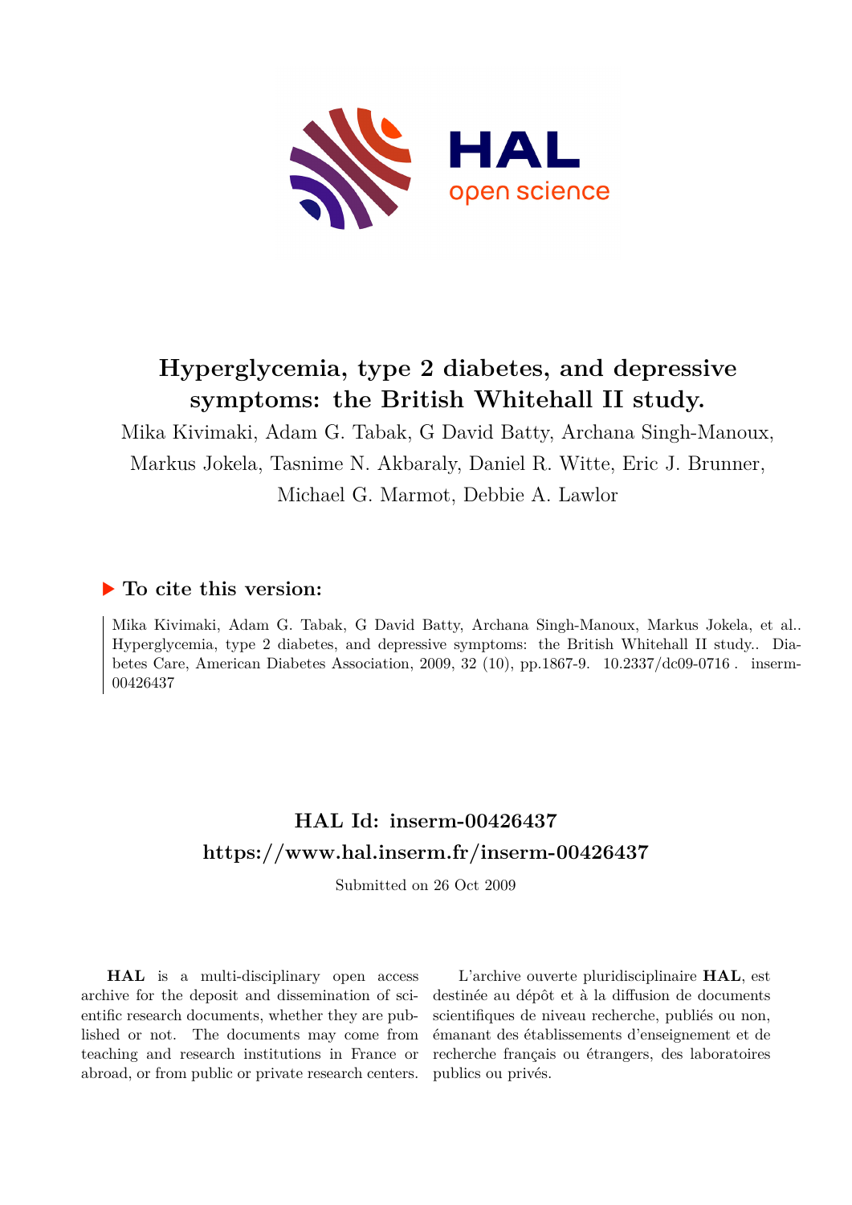# Hyperglycemia, type 2 diabetes, and depressive symptoms: the British Whitehall II study.

Mika Kivimaki, Adam G. Tabak, G David Batty, Archana Singh-Manoux, Markus Jokela, Tasnime N. Akbaraly, Daniel R. Witte, Eric J. Brunner, Michael G. Marmot, Debbie A. Lawlor

## ▶ To cite this version:

Mika Kivimaki, Adam G. Tabak, G David Batty, Archana Singh-Manoux, Markus Jokela, et al.. Hyperglycemia, type 2 diabetes, and depressive symptoms: the British Whitehall II study.. Diabetes Care, American Diabetes Association, 2009, 32 (10), pp.1867-9. 10.2337/dc09-0716 . inserm-00426437

## HAL Id: inserm-00426437
## https://www.hal.inserm.fr/inserm-00426437

Submitted on 26 Oct 2009

**HAL** is a multi-disciplinary open access archive for the deposit and dissemination of scientific research documents, whether they are published or not. The documents may come from teaching and research institutions in France or abroad, or from public or private research centers.

L'archive ouverte pluridisciplinaire **HAL**, est destinée au dépôt et à la diffusion de documents scientifiques de niveau recherche, publiés ou non, émanant des établissements d'enseignement et de recherche français ou étrangers, des laboratoires publics ou privés.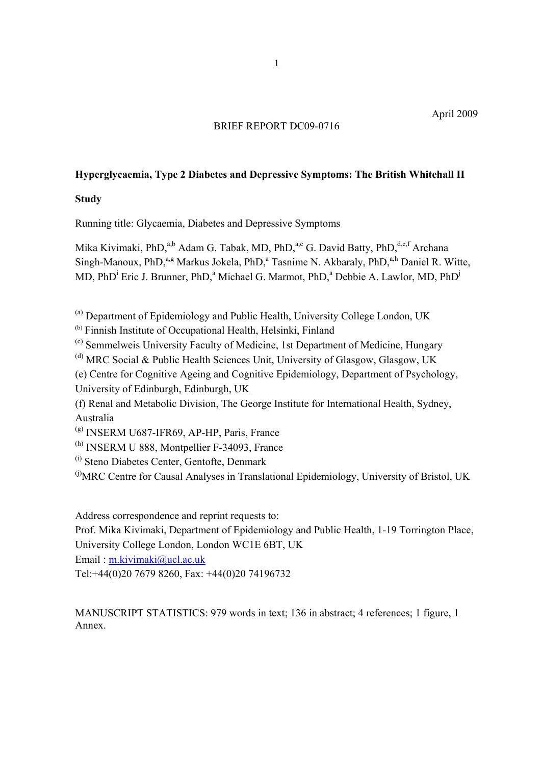April 2009

BRIEF REPORT DC09-0716

**Hyperglycaemia, Type 2 Diabetes and Depressive Symptoms: The British Whitehall II Study**

Running title: Glycaemia, Diabetes and Depressive Symptoms

Mika Kivimaki, PhD,[a,b] Adam G. Tabak, MD, PhD,[a,c] G. David Batty, PhD,[d,e,f] Archana Singh-Manoux, PhD,[a,g] Markus Jokela, PhD,[a] Tasnime N. Akbaraly, PhD,[a,h] Daniel R. Witte, MD, PhD[i] Eric J. Brunner, PhD,[a] Michael G. Marmot, PhD,[a] Debbie A. Lawlor, MD, PhD[j]

(a) Department of Epidemiology and Public Health, University College London, UK
(b) Finnish Institute of Occupational Health, Helsinki, Finland
(c) Semmelweis University Faculty of Medicine, 1st Department of Medicine, Hungary
(d) MRC Social & Public Health Sciences Unit, University of Glasgow, Glasgow, UK
(e) Centre for Cognitive Ageing and Cognitive Epidemiology, Department of Psychology, University of Edinburgh, Edinburgh, UK
(f) Renal and Metabolic Division, The George Institute for International Health, Sydney, Australia
(g) INSERM U687-IFR69, AP-HP, Paris, France
(h) INSERM U 888, Montpellier F-34093, France
(i) Steno Diabetes Center, Gentofte, Denmark
(j) MRC Centre for Causal Analyses in Translational Epidemiology, University of Bristol, UK

Address correspondence and reprint requests to:
Prof. Mika Kivimaki, Department of Epidemiology and Public Health, 1-19 Torrington Place, University College London, London WC1E 6BT, UK
Email : m.kivimaki@ucl.ac.uk
Tel:+44(0)20 7679 8260, Fax: +44(0)20 74196732

MANUSCRIPT STATISTICS: 979 words in text; 136 in abstract; 4 references; 1 figure, 1 Annex.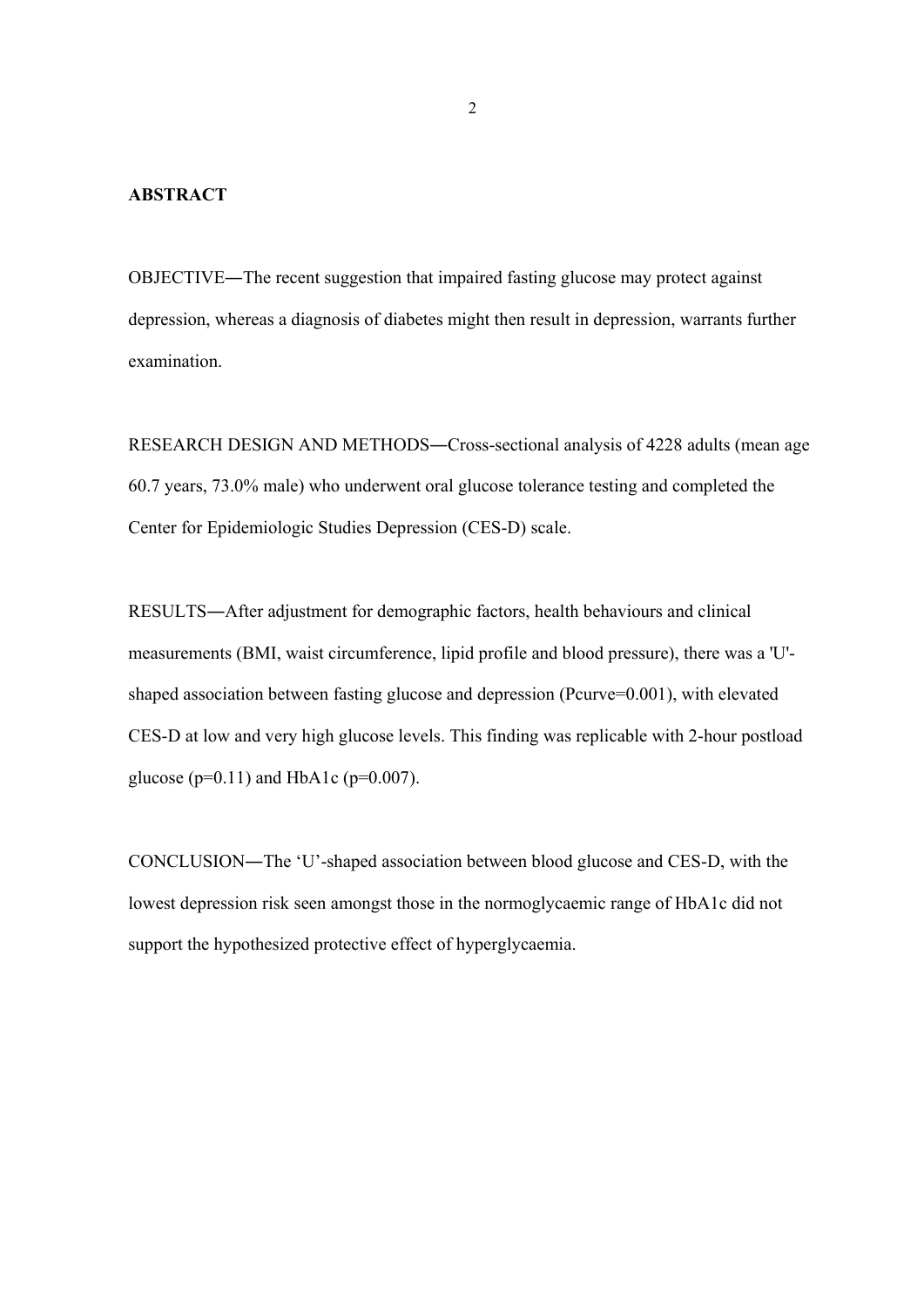## ABSTRACT

OBJECTIVE—The recent suggestion that impaired fasting glucose may protect against depression, whereas a diagnosis of diabetes might then result in depression, warrants further examination.

RESEARCH DESIGN AND METHODS—Cross-sectional analysis of 4228 adults (mean age 60.7 years, 73.0% male) who underwent oral glucose tolerance testing and completed the Center for Epidemiologic Studies Depression (CES-D) scale.

RESULTS—After adjustment for demographic factors, health behaviours and clinical measurements (BMI, waist circumference, lipid profile and blood pressure), there was a 'U'-shaped association between fasting glucose and depression (Pcurve=0.001), with elevated CES-D at low and very high glucose levels. This finding was replicable with 2-hour postload glucose (p=0.11) and HbA1c (p=0.007).

CONCLUSION—The 'U'-shaped association between blood glucose and CES-D, with the lowest depression risk seen amongst those in the normoglycaemic range of HbA1c did not support the hypothesized protective effect of hyperglycaemia.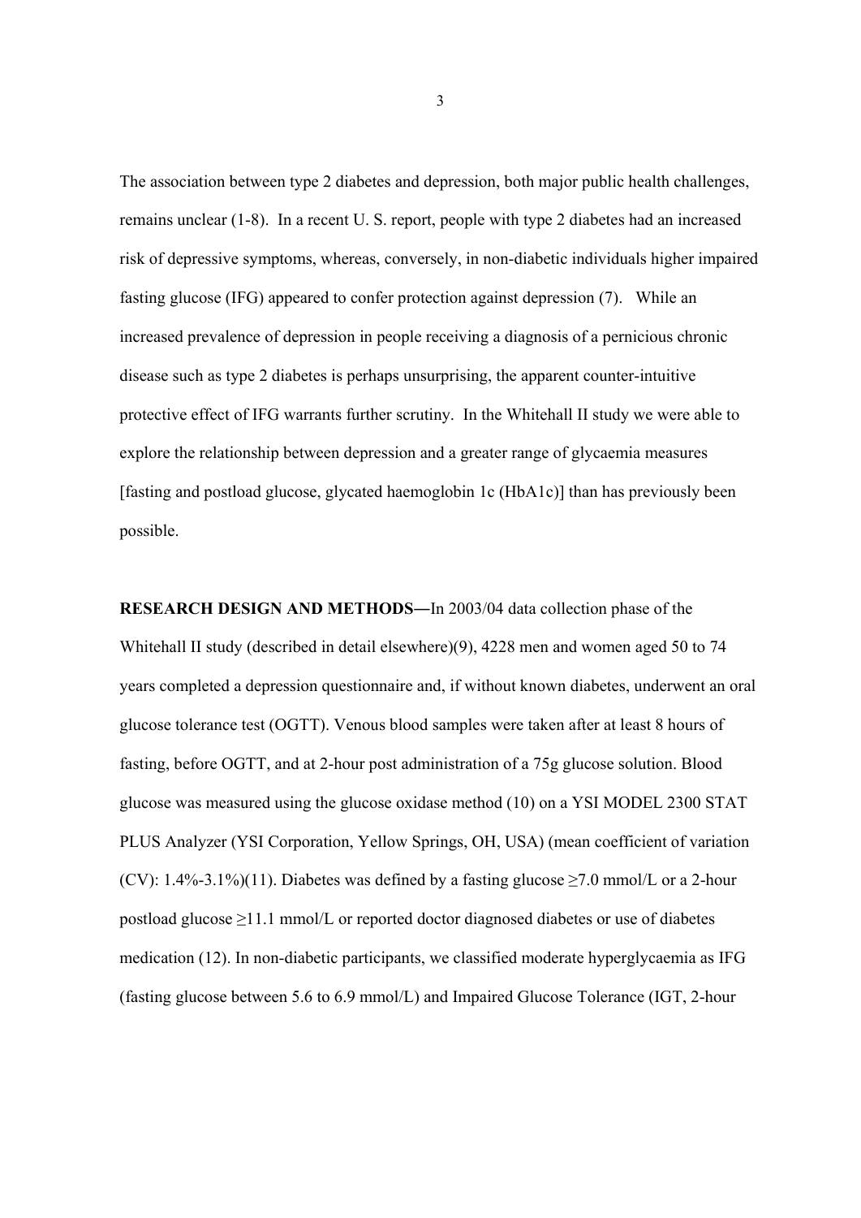The association between type 2 diabetes and depression, both major public health challenges, remains unclear (1-8). In a recent U. S. report, people with type 2 diabetes had an increased risk of depressive symptoms, whereas, conversely, in non-diabetic individuals higher impaired fasting glucose (IFG) appeared to confer protection against depression (7). While an increased prevalence of depression in people receiving a diagnosis of a pernicious chronic disease such as type 2 diabetes is perhaps unsurprising, the apparent counter-intuitive protective effect of IFG warrants further scrutiny. In the Whitehall II study we were able to explore the relationship between depression and a greater range of glycaemia measures [fasting and postload glucose, glycated haemoglobin 1c (HbA1c)] than has previously been possible.

**RESEARCH DESIGN AND METHODS—**In 2003/04 data collection phase of the Whitehall II study (described in detail elsewhere)(9), 4228 men and women aged 50 to 74 years completed a depression questionnaire and, if without known diabetes, underwent an oral glucose tolerance test (OGTT). Venous blood samples were taken after at least 8 hours of fasting, before OGTT, and at 2-hour post administration of a 75g glucose solution. Blood glucose was measured using the glucose oxidase method (10) on a YSI MODEL 2300 STAT PLUS Analyzer (YSI Corporation, Yellow Springs, OH, USA) (mean coefficient of variation (CV): 1.4%-3.1%)(11). Diabetes was defined by a fasting glucose ≥7.0 mmol/L or a 2-hour postload glucose ≥11.1 mmol/L or reported doctor diagnosed diabetes or use of diabetes medication (12). In non-diabetic participants, we classified moderate hyperglycaemia as IFG (fasting glucose between 5.6 to 6.9 mmol/L) and Impaired Glucose Tolerance (IGT, 2-hour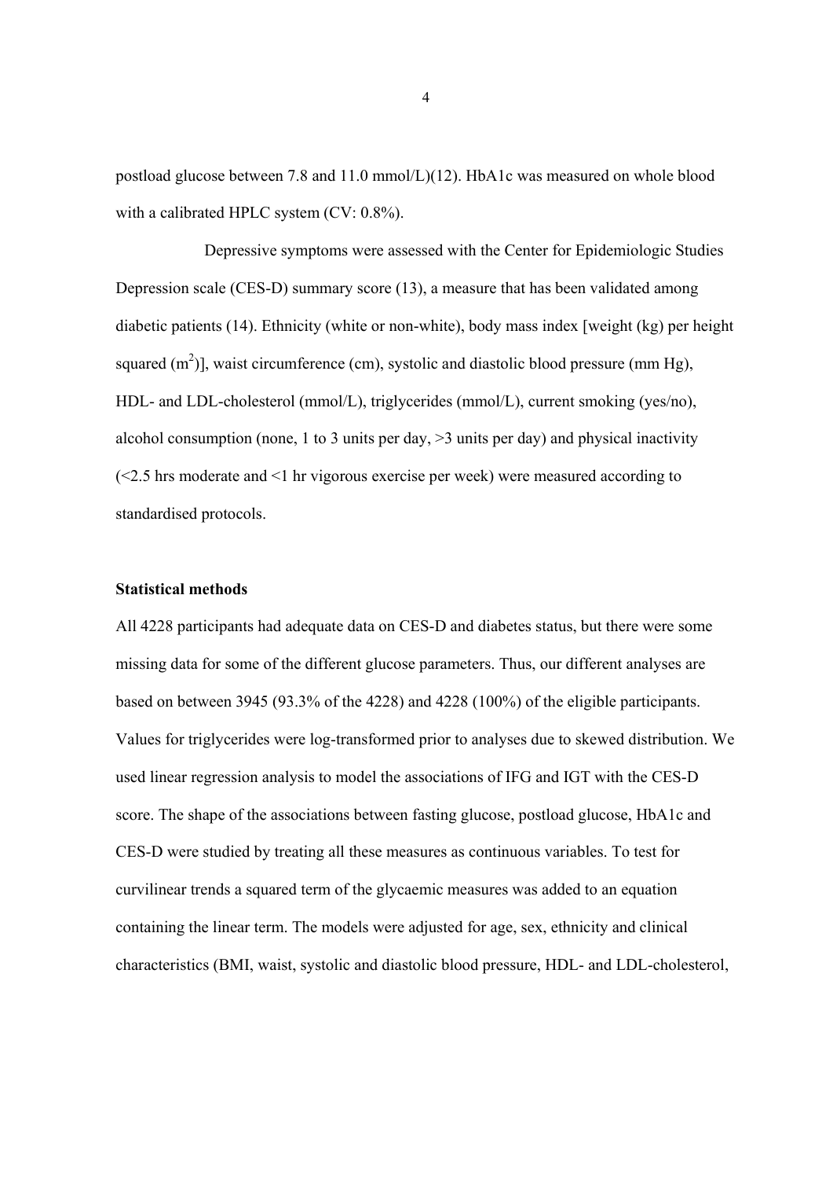postload glucose between 7.8 and 11.0 mmol/L)(12). HbA1c was measured on whole blood with a calibrated HPLC system (CV: 0.8%).

Depressive symptoms were assessed with the Center for Epidemiologic Studies Depression scale (CES-D) summary score (13), a measure that has been validated among diabetic patients (14). Ethnicity (white or non-white), body mass index [weight (kg) per height squared ($m^2$)], waist circumference (cm), systolic and diastolic blood pressure (mm Hg), HDL- and LDL-cholesterol (mmol/L), triglycerides (mmol/L), current smoking (yes/no), alcohol consumption (none, 1 to 3 units per day, >3 units per day) and physical inactivity (<2.5 hrs moderate and <1 hr vigorous exercise per week) were measured according to standardised protocols.

### Statistical methods

All 4228 participants had adequate data on CES-D and diabetes status, but there were some missing data for some of the different glucose parameters. Thus, our different analyses are based on between 3945 (93.3% of the 4228) and 4228 (100%) of the eligible participants. Values for triglycerides were log-transformed prior to analyses due to skewed distribution. We used linear regression analysis to model the associations of IFG and IGT with the CES-D score. The shape of the associations between fasting glucose, postload glucose, HbA1c and CES-D were studied by treating all these measures as continuous variables. To test for curvilinear trends a squared term of the glycaemic measures was added to an equation containing the linear term. The models were adjusted for age, sex, ethnicity and clinical characteristics (BMI, waist, systolic and diastolic blood pressure, HDL- and LDL-cholesterol,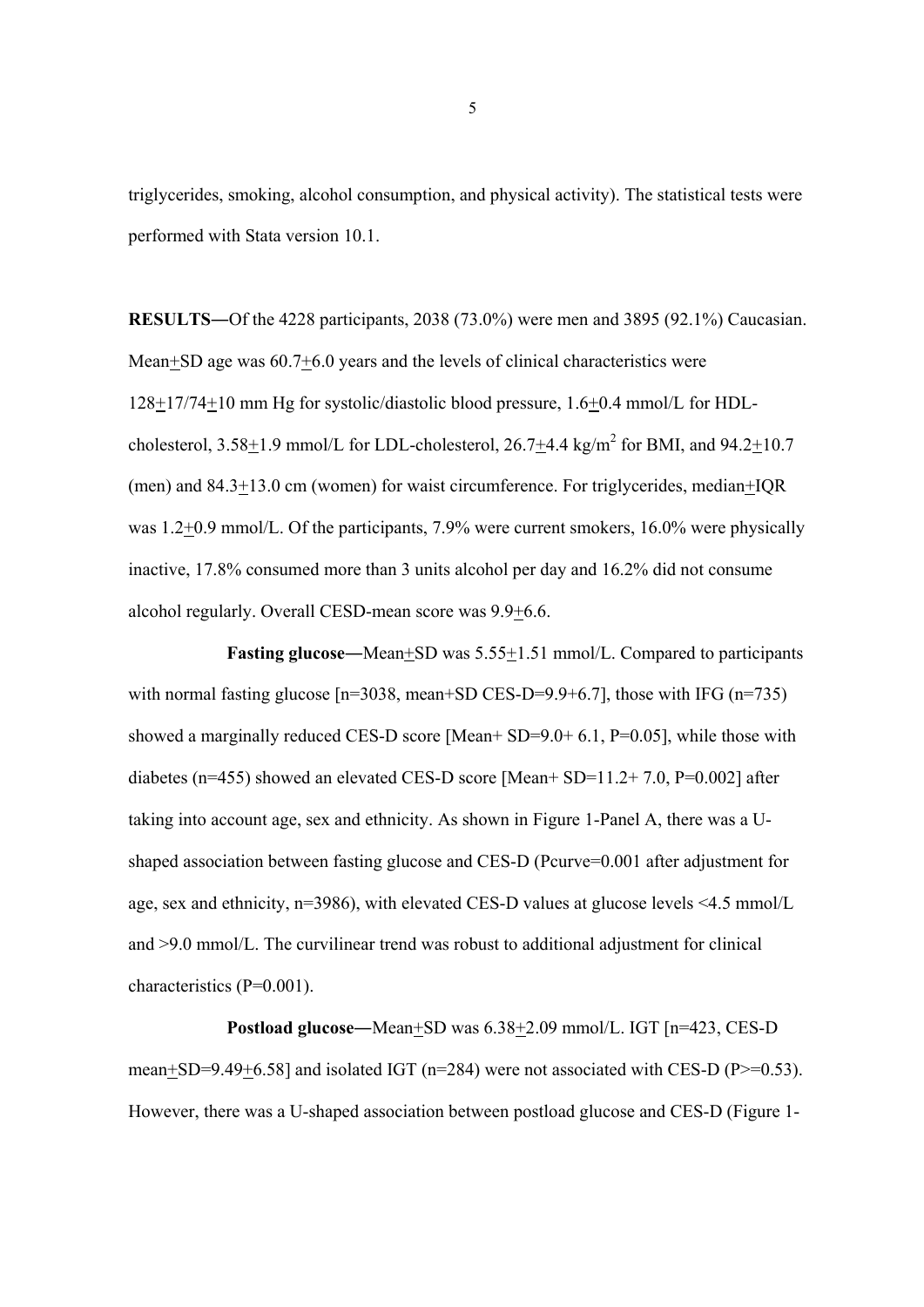triglycerides, smoking, alcohol consumption, and physical activity). The statistical tests were performed with Stata version 10.1.

**RESULTS—**Of the 4228 participants, 2038 (73.0%) were men and 3895 (92.1%) Caucasian. Mean±SD age was 60.7±6.0 years and the levels of clinical characteristics were 128±17/74±10 mm Hg for systolic/diastolic blood pressure, 1.6±0.4 mmol/L for HDL-cholesterol, 3.58±1.9 mmol/L for LDL-cholesterol, 26.7±4.4 kg/$m^2$ for BMI, and 94.2±10.7 (men) and 84.3±13.0 cm (women) for waist circumference. For triglycerides, median±IQR was 1.2±0.9 mmol/L. Of the participants, 7.9% were current smokers, 16.0% were physically inactive, 17.8% consumed more than 3 units alcohol per day and 16.2% did not consume alcohol regularly. Overall CESD-mean score was 9.9±6.6.

**Fasting glucose—**Mean±SD was 5.55±1.51 mmol/L. Compared to participants with normal fasting glucose [n=3038, mean+SD CES-D=9.9+6.7], those with IFG (n=735) showed a marginally reduced CES-D score [Mean+ SD=9.0+ 6.1, P=0.05], while those with diabetes (n=455) showed an elevated CES-D score [Mean+ SD=11.2+ 7.0, P=0.002] after taking into account age, sex and ethnicity. As shown in Figure 1-Panel A, there was a U-shaped association between fasting glucose and CES-D (Pcurve=0.001 after adjustment for age, sex and ethnicity, n=3986), with elevated CES-D values at glucose levels <4.5 mmol/L and >9.0 mmol/L. The curvilinear trend was robust to additional adjustment for clinical characteristics (P=0.001).

**Postload glucose—**Mean±SD was 6.38±2.09 mmol/L. IGT [n=423, CES-D mean±SD=9.49±6.58] and isolated IGT (n=284) were not associated with CES-D (P>=0.53). However, there was a U-shaped association between postload glucose and CES-D (Figure 1-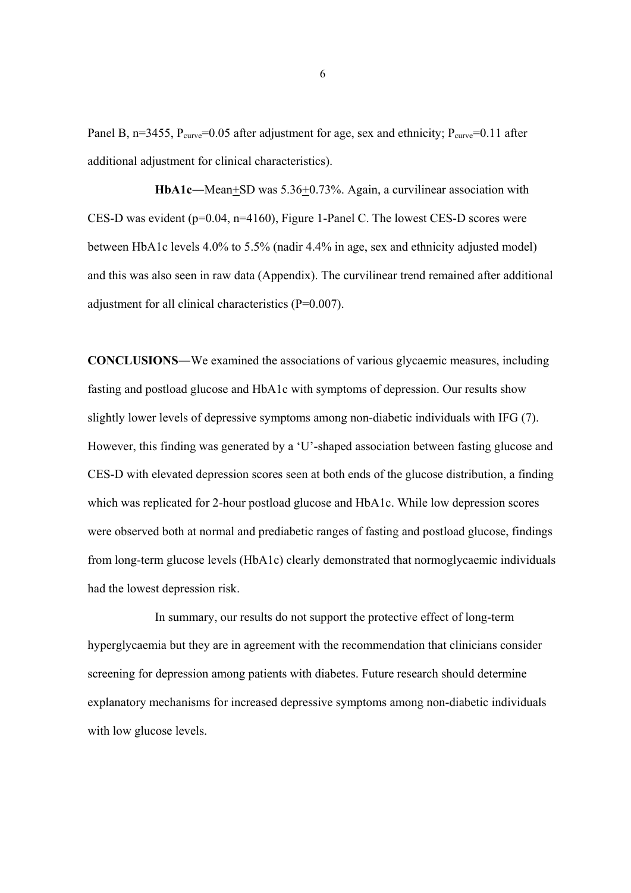Panel B, n=3455, $P_{curve}$=0.05 after adjustment for age, sex and ethnicity; $P_{curve}$=0.11 after additional adjustment for clinical characteristics).

**HbA1c—**Mean$\pm$SD was 5.36$\pm$0.73%. Again, a curvilinear association with CES-D was evident (p=0.04, n=4160), Figure 1-Panel C. The lowest CES-D scores were between HbA1c levels 4.0% to 5.5% (nadir 4.4% in age, sex and ethnicity adjusted model) and this was also seen in raw data (Appendix). The curvilinear trend remained after additional adjustment for all clinical characteristics (P=0.007).

**CONCLUSIONS—**We examined the associations of various glycaemic measures, including fasting and postload glucose and HbA1c with symptoms of depression. Our results show slightly lower levels of depressive symptoms among non-diabetic individuals with IFG (7). However, this finding was generated by a 'U'-shaped association between fasting glucose and CES-D with elevated depression scores seen at both ends of the glucose distribution, a finding which was replicated for 2-hour postload glucose and HbA1c. While low depression scores were observed both at normal and prediabetic ranges of fasting and postload glucose, findings from long-term glucose levels (HbA1c) clearly demonstrated that normoglycaemic individuals had the lowest depression risk.

In summary, our results do not support the protective effect of long-term hyperglycaemia but they are in agreement with the recommendation that clinicians consider screening for depression among patients with diabetes. Future research should determine explanatory mechanisms for increased depressive symptoms among non-diabetic individuals with low glucose levels.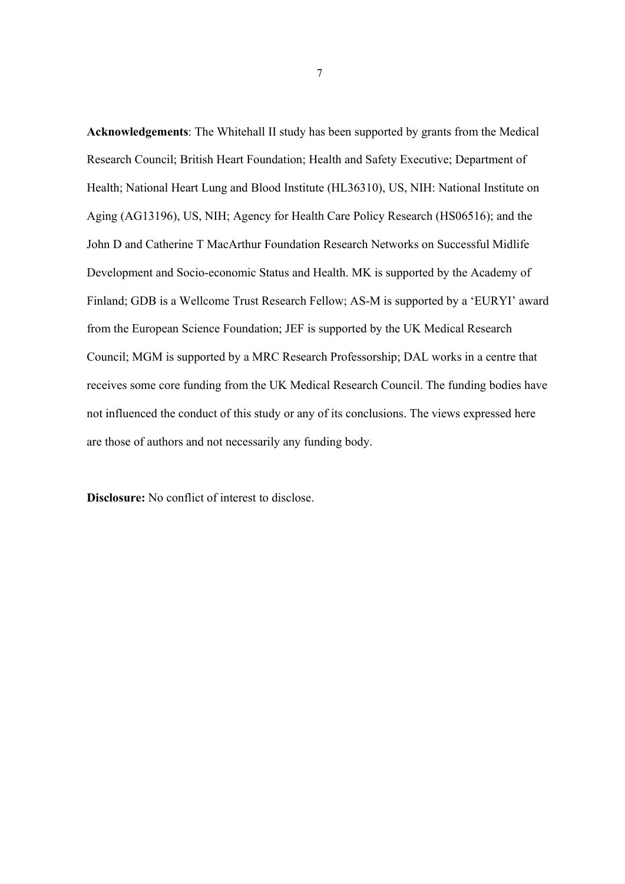**Acknowledgements**: The Whitehall II study has been supported by grants from the Medical Research Council; British Heart Foundation; Health and Safety Executive; Department of Health; National Heart Lung and Blood Institute (HL36310), US, NIH: National Institute on Aging (AG13196), US, NIH; Agency for Health Care Policy Research (HS06516); and the John D and Catherine T MacArthur Foundation Research Networks on Successful Midlife Development and Socio-economic Status and Health. MK is supported by the Academy of Finland; GDB is a Wellcome Trust Research Fellow; AS-M is supported by a 'EURYI' award from the European Science Foundation; JEF is supported by the UK Medical Research Council; MGM is supported by a MRC Research Professorship; DAL works in a centre that receives some core funding from the UK Medical Research Council. The funding bodies have not influenced the conduct of this study or any of its conclusions. The views expressed here are those of authors and not necessarily any funding body.

**Disclosure:** No conflict of interest to disclose.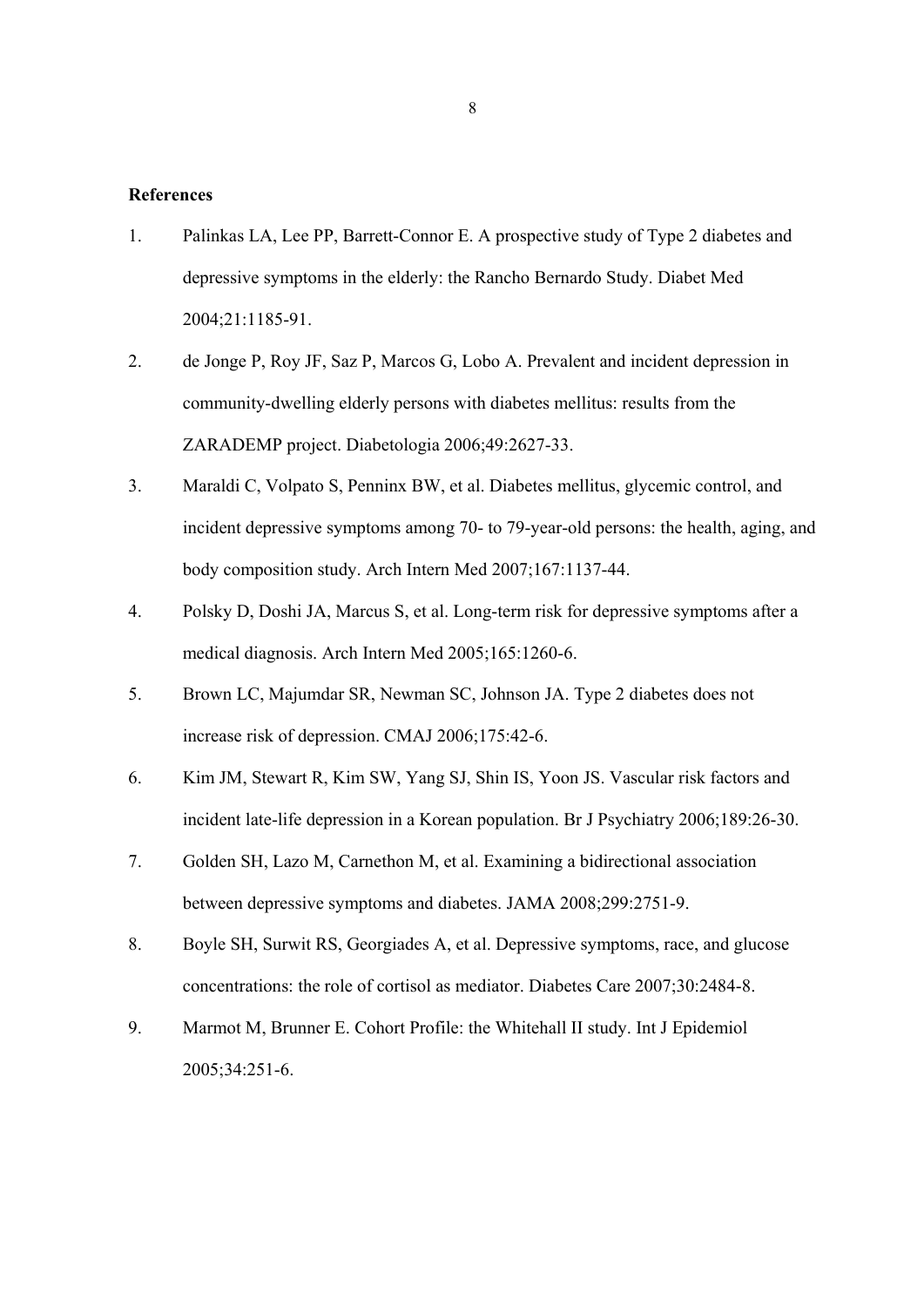**References**

1. Palinkas LA, Lee PP, Barrett-Connor E. A prospective study of Type 2 diabetes and depressive symptoms in the elderly: the Rancho Bernardo Study. Diabet Med 2004;21:1185-91.
2. de Jonge P, Roy JF, Saz P, Marcos G, Lobo A. Prevalent and incident depression in community-dwelling elderly persons with diabetes mellitus: results from the ZARADEMP project. Diabetologia 2006;49:2627-33.
3. Maraldi C, Volpato S, Penninx BW, et al. Diabetes mellitus, glycemic control, and incident depressive symptoms among 70- to 79-year-old persons: the health, aging, and body composition study. Arch Intern Med 2007;167:1137-44.
4. Polsky D, Doshi JA, Marcus S, et al. Long-term risk for depressive symptoms after a medical diagnosis. Arch Intern Med 2005;165:1260-6.
5. Brown LC, Majumdar SR, Newman SC, Johnson JA. Type 2 diabetes does not increase risk of depression. CMAJ 2006;175:42-6.
6. Kim JM, Stewart R, Kim SW, Yang SJ, Shin IS, Yoon JS. Vascular risk factors and incident late-life depression in a Korean population. Br J Psychiatry 2006;189:26-30.
7. Golden SH, Lazo M, Carnethon M, et al. Examining a bidirectional association between depressive symptoms and diabetes. JAMA 2008;299:2751-9.
8. Boyle SH, Surwit RS, Georgiades A, et al. Depressive symptoms, race, and glucose concentrations: the role of cortisol as mediator. Diabetes Care 2007;30:2484-8.
9. Marmot M, Brunner E. Cohort Profile: the Whitehall II study. Int J Epidemiol 2005;34:251-6.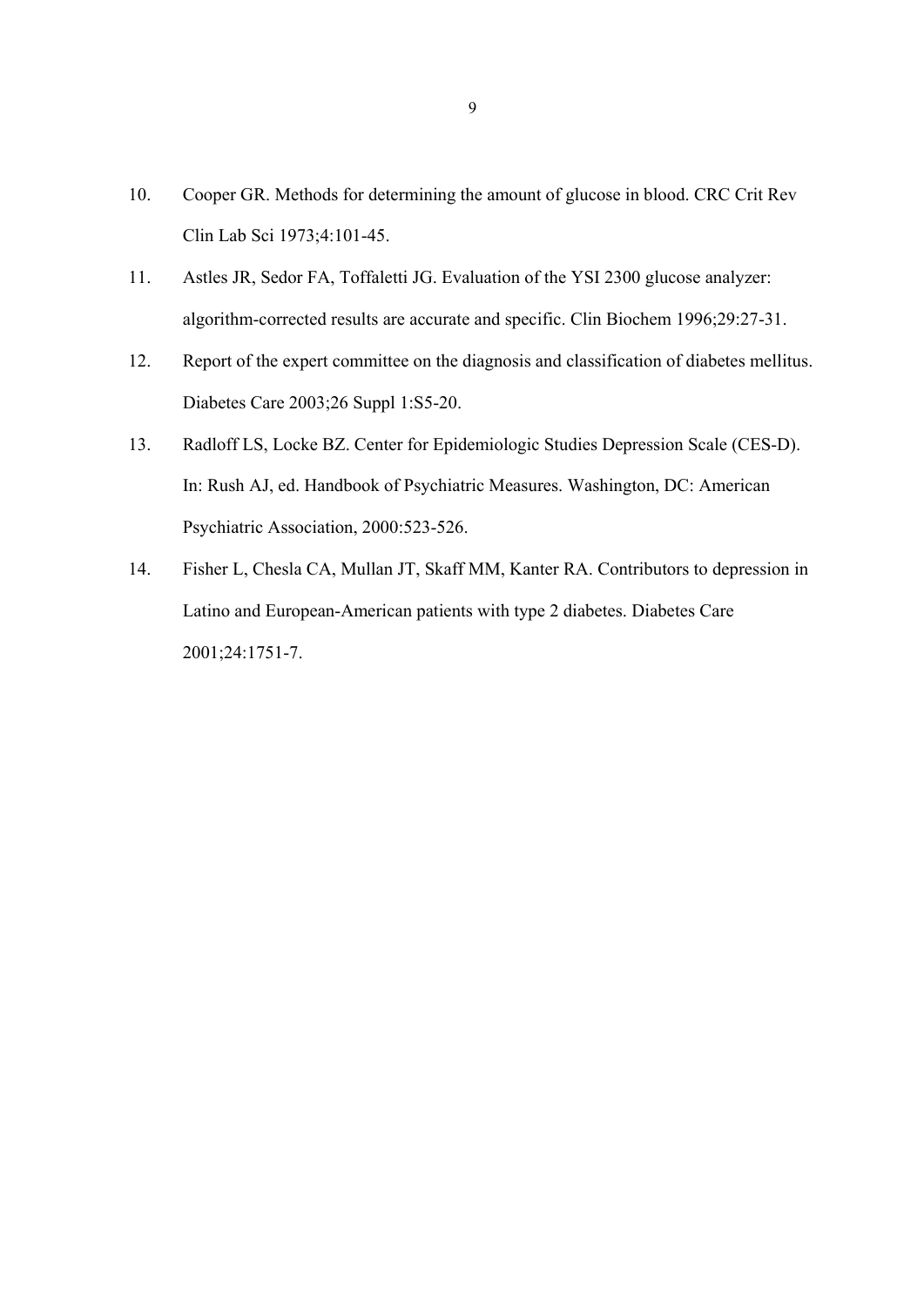10. Cooper GR. Methods for determining the amount of glucose in blood. CRC Crit Rev Clin Lab Sci 1973;4:101-45.
11. Astles JR, Sedor FA, Toffaletti JG. Evaluation of the YSI 2300 glucose analyzer: algorithm-corrected results are accurate and specific. Clin Biochem 1996;29:27-31.
12. Report of the expert committee on the diagnosis and classification of diabetes mellitus. Diabetes Care 2003;26 Suppl 1:S5-20.
13. Radloff LS, Locke BZ. Center for Epidemiologic Studies Depression Scale (CES-D). In: Rush AJ, ed. Handbook of Psychiatric Measures. Washington, DC: American Psychiatric Association, 2000:523-526.
14. Fisher L, Chesla CA, Mullan JT, Skaff MM, Kanter RA. Contributors to depression in Latino and European-American patients with type 2 diabetes. Diabetes Care 2001;24:1751-7.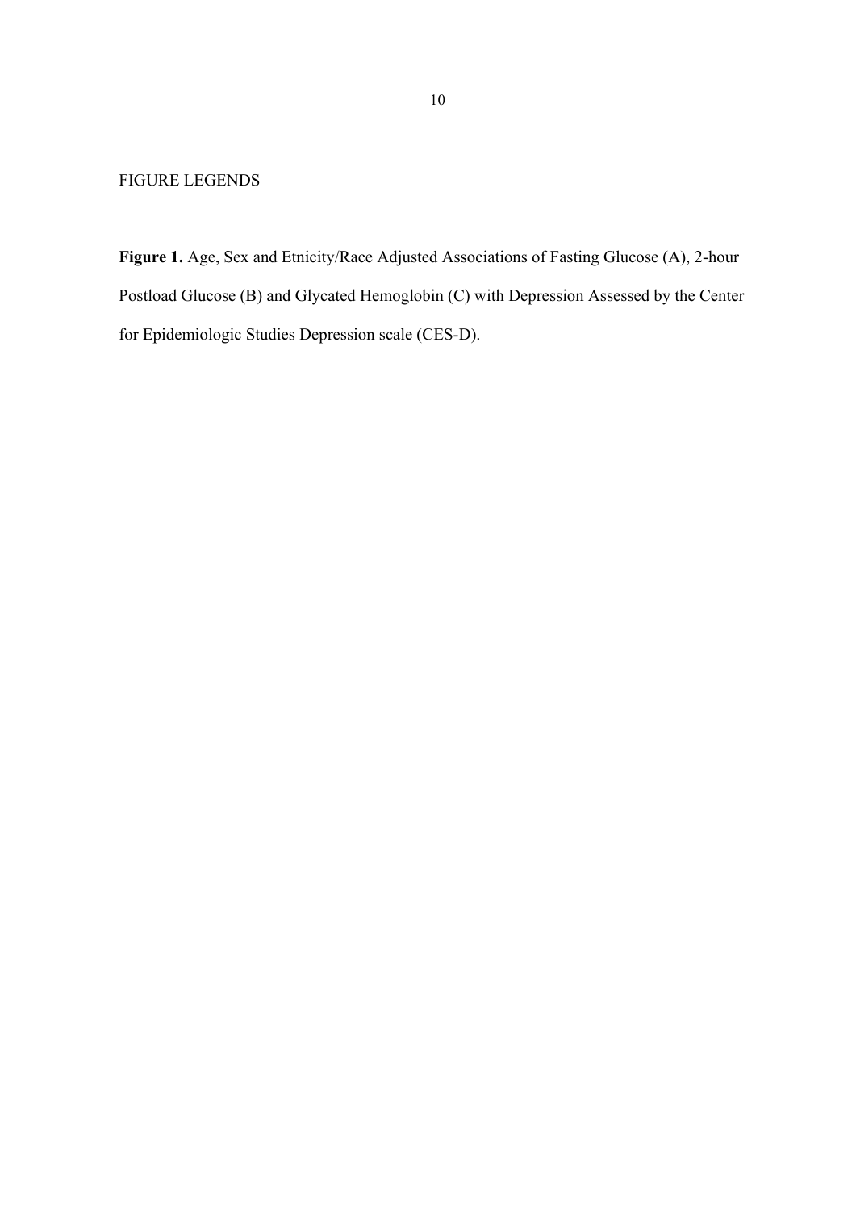FIGURE LEGENDS

**Figure 1.** Age, Sex and Etnicity/Race Adjusted Associations of Fasting Glucose (A), 2-hour Postload Glucose (B) and Glycated Hemoglobin (C) with Depression Assessed by the Center for Epidemiologic Studies Depression scale (CES-D).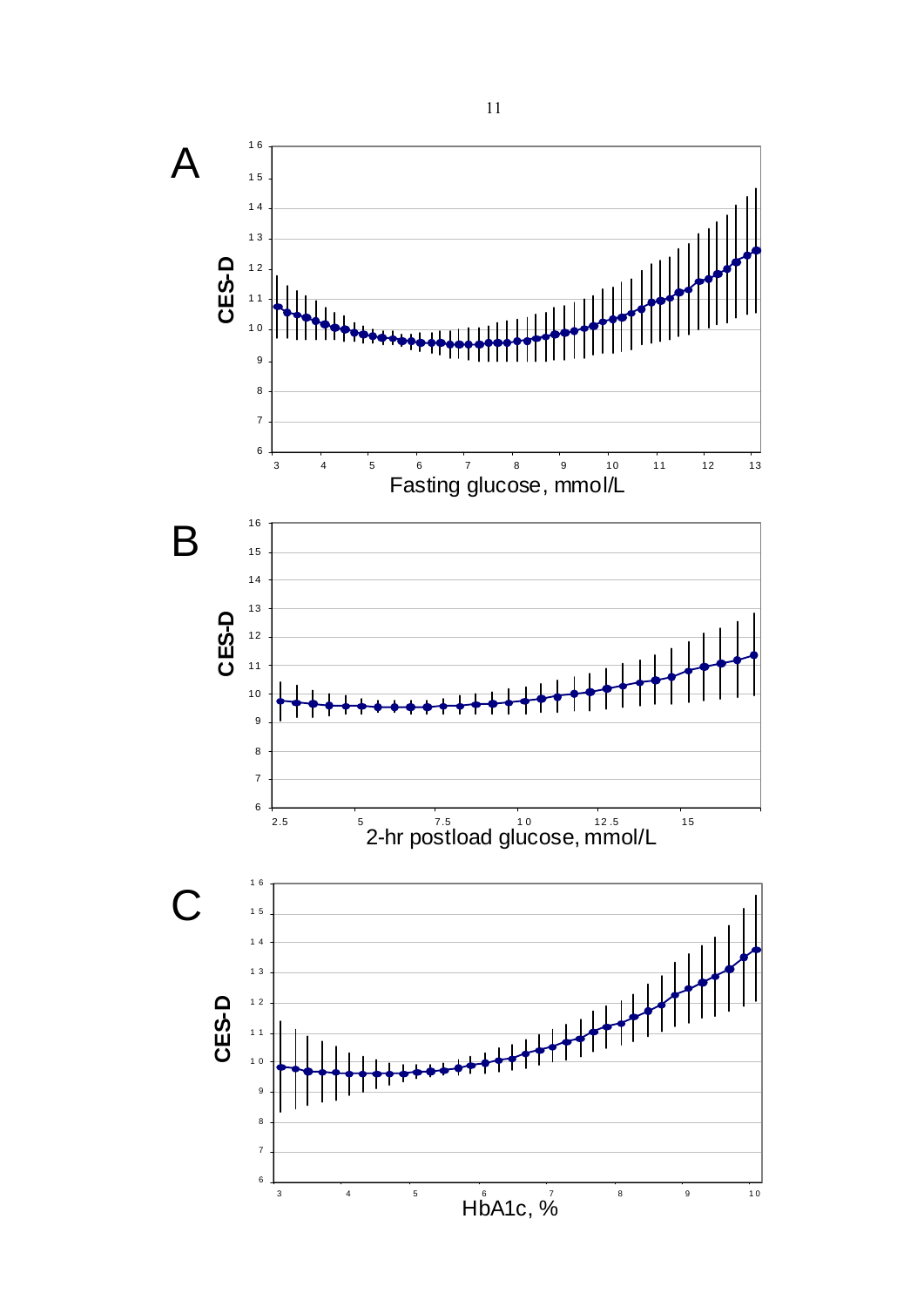A

CES-D

16
15
14
13
12
11
10
9
8
7
6

3 4 5 6 7 8 9 10 11 12 13

Fasting glucose, mmol/L

B

CES-D

16
15
14
13
12
11
10
9
8
7
6

2.5 5 7.5 10 12.5 15

2-hr postload glucose, mmol/L

C

CES-D

16
15
14
13
12
11
10
9
8
7
6

3 4 5 6 7 8 9 10

HbA1c, %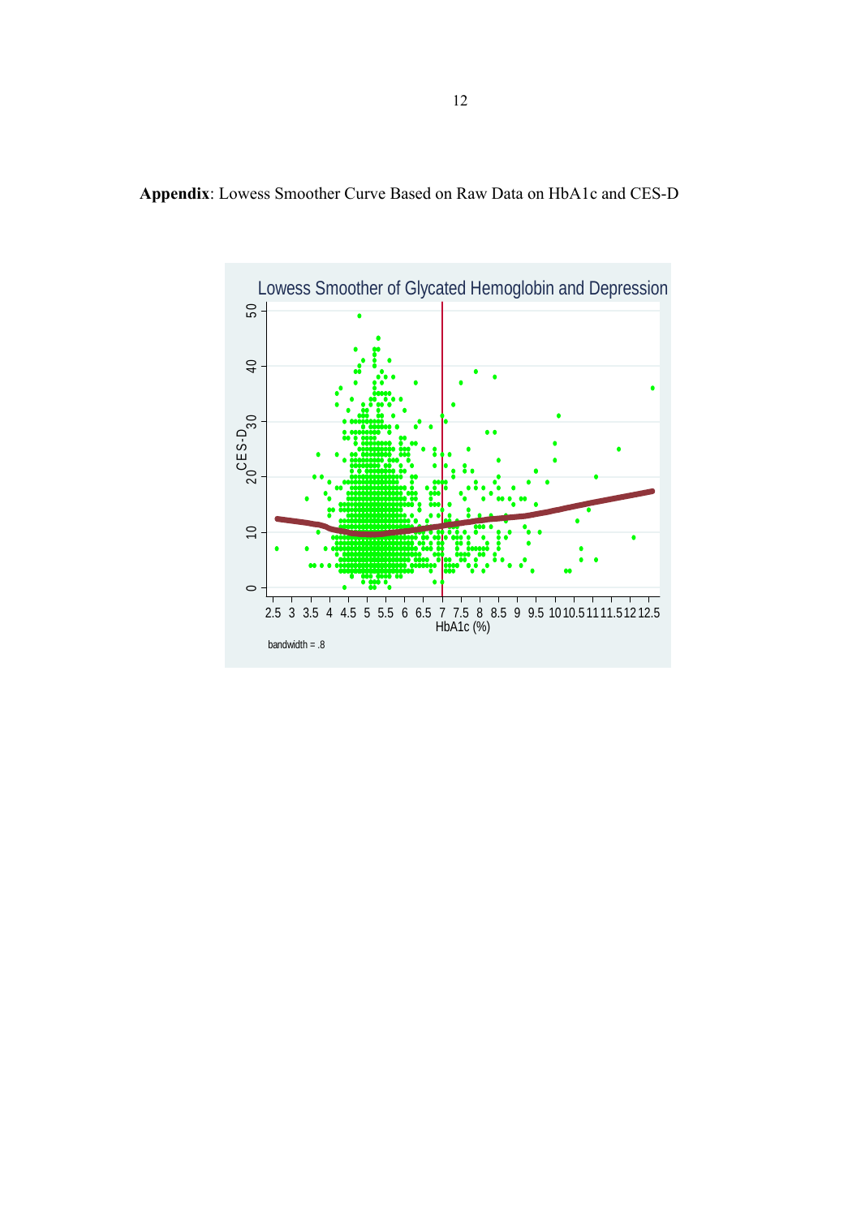**Appendix**: Lowess Smoother Curve Based on Raw Data on HbA1c and CES-D

Lowess Smoother of Glycated Hemoglobin and Depression

CES-D

0 10 20 30 40 50

2.5 3 3.5 4 4.5 5 5.5 6 6.5 7 7.5 8 8.5 9 9.5 10 10.5 11 11.5 12 12.5

HbA1c (%)

bandwidth = .8